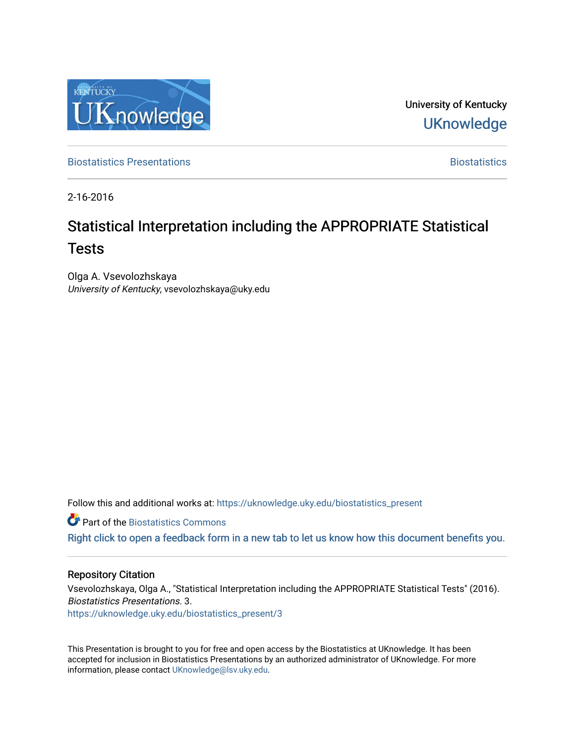University of Kentucky

UKnowledge

Biostatistics Presentations

Biostatistics

2-16-2016

# Statistical Interpretation including the APPROPRIATE Statistical Tests

Olga A. Vsevolozhskaya
*University of Kentucky*, vsevolozhskaya@uky.edu

Follow this and additional works at: https://uknowledge.uky.edu/biostatistics_present

Part of the Biostatistics Commons

Right click to open a feedback form in a new tab to let us know how this document benefits you.

## Repository Citation

Vsevolozhskaya, Olga A., "Statistical Interpretation including the APPROPRIATE Statistical Tests" (2016). *Biostatistics Presentations*. 3.
https://uknowledge.uky.edu/biostatistics_present/3

This Presentation is brought to you for free and open access by the Biostatistics at UKnowledge. It has been accepted for inclusion in Biostatistics Presentations by an authorized administrator of UKnowledge. For more information, please contact UKnowledge@lsv.uky.edu.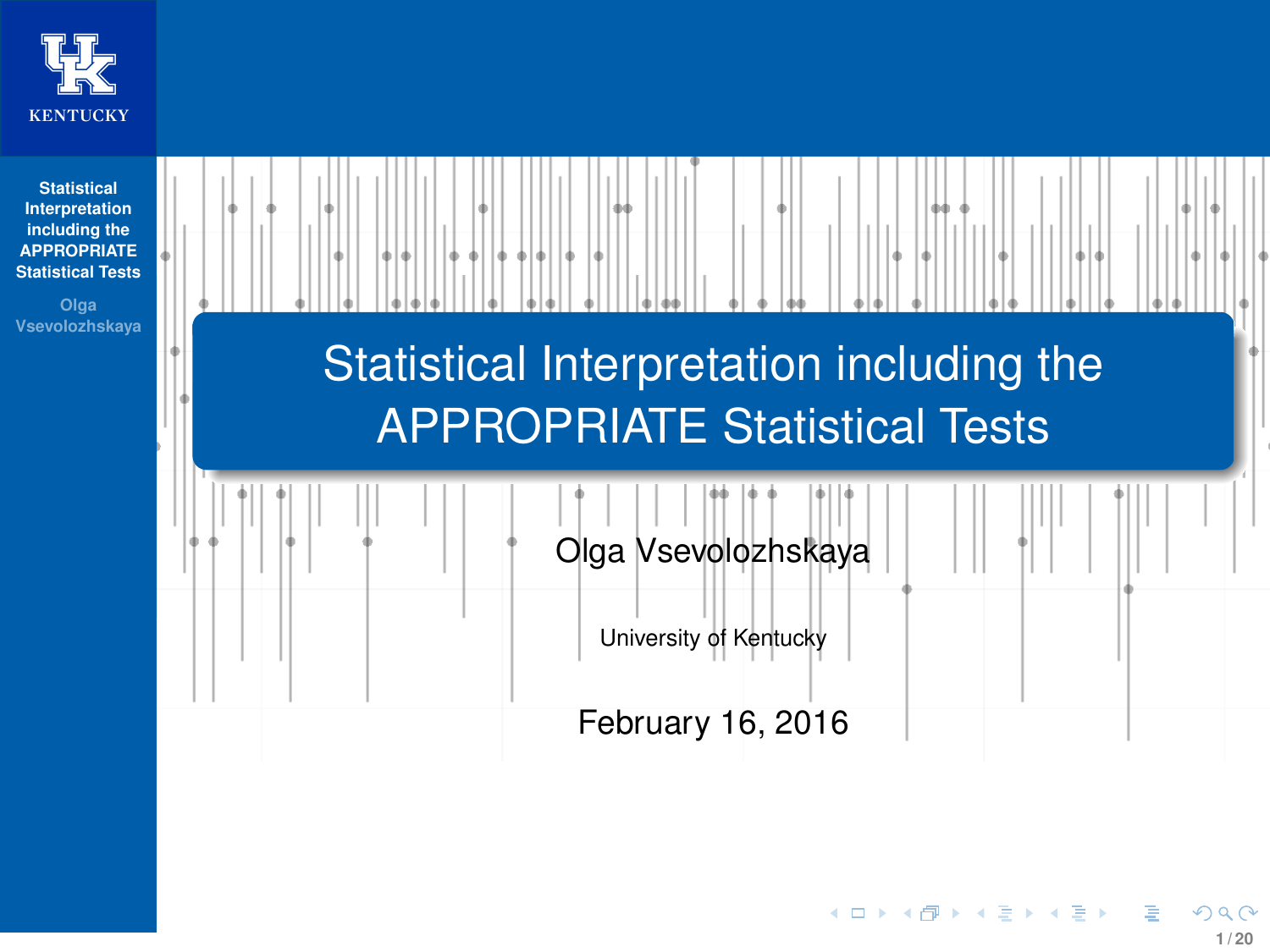# Statistical Interpretation including the APPROPRIATE Statistical Tests

Olga Vsevolozhskaya

University of Kentucky

February 16, 2016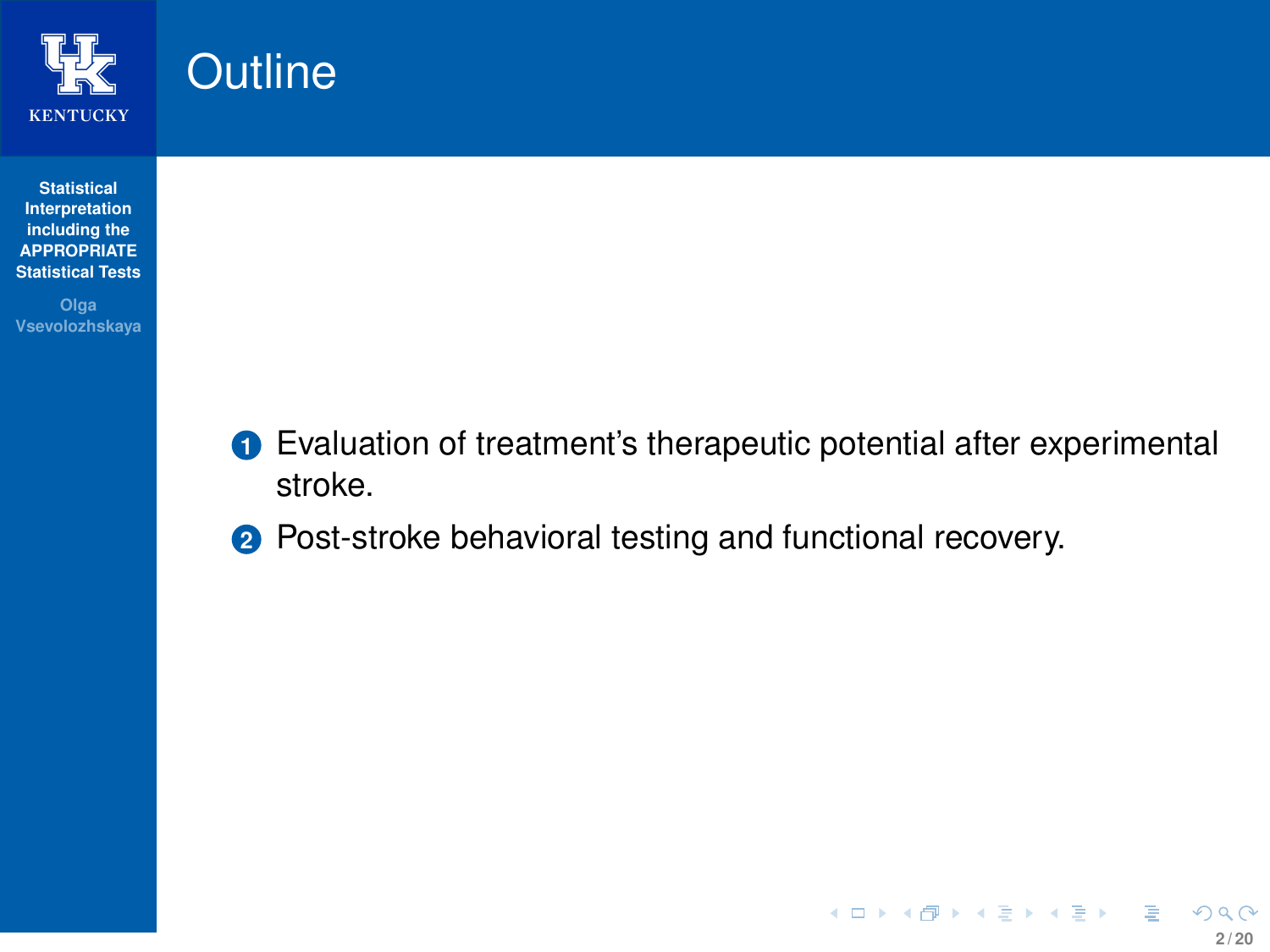# Outline

1. Evaluation of treatment's therapeutic potential after experimental stroke.
2. Post-stroke behavioral testing and functional recovery.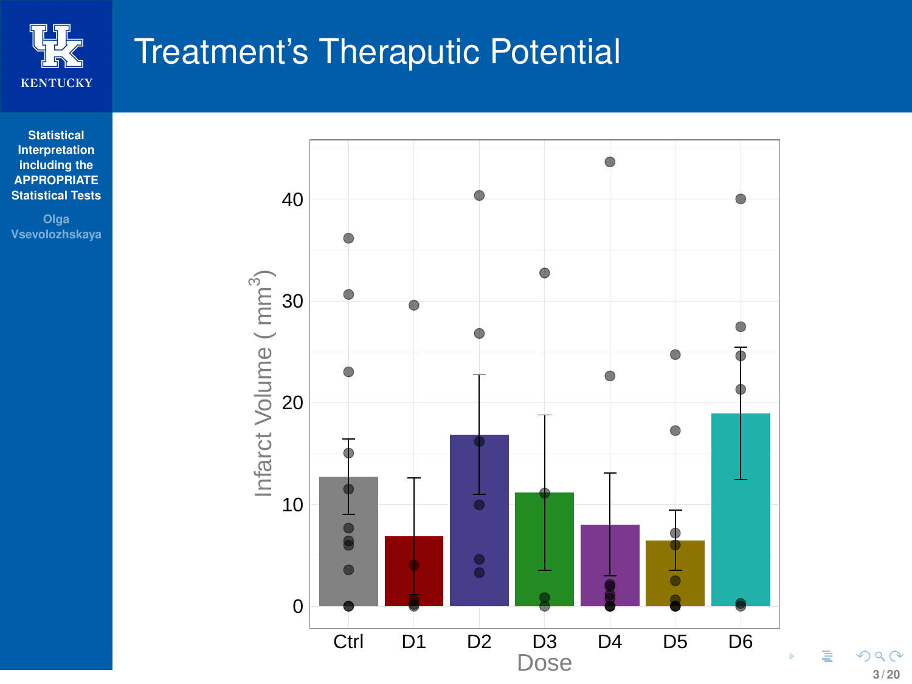# Treatment's Theraputic Potential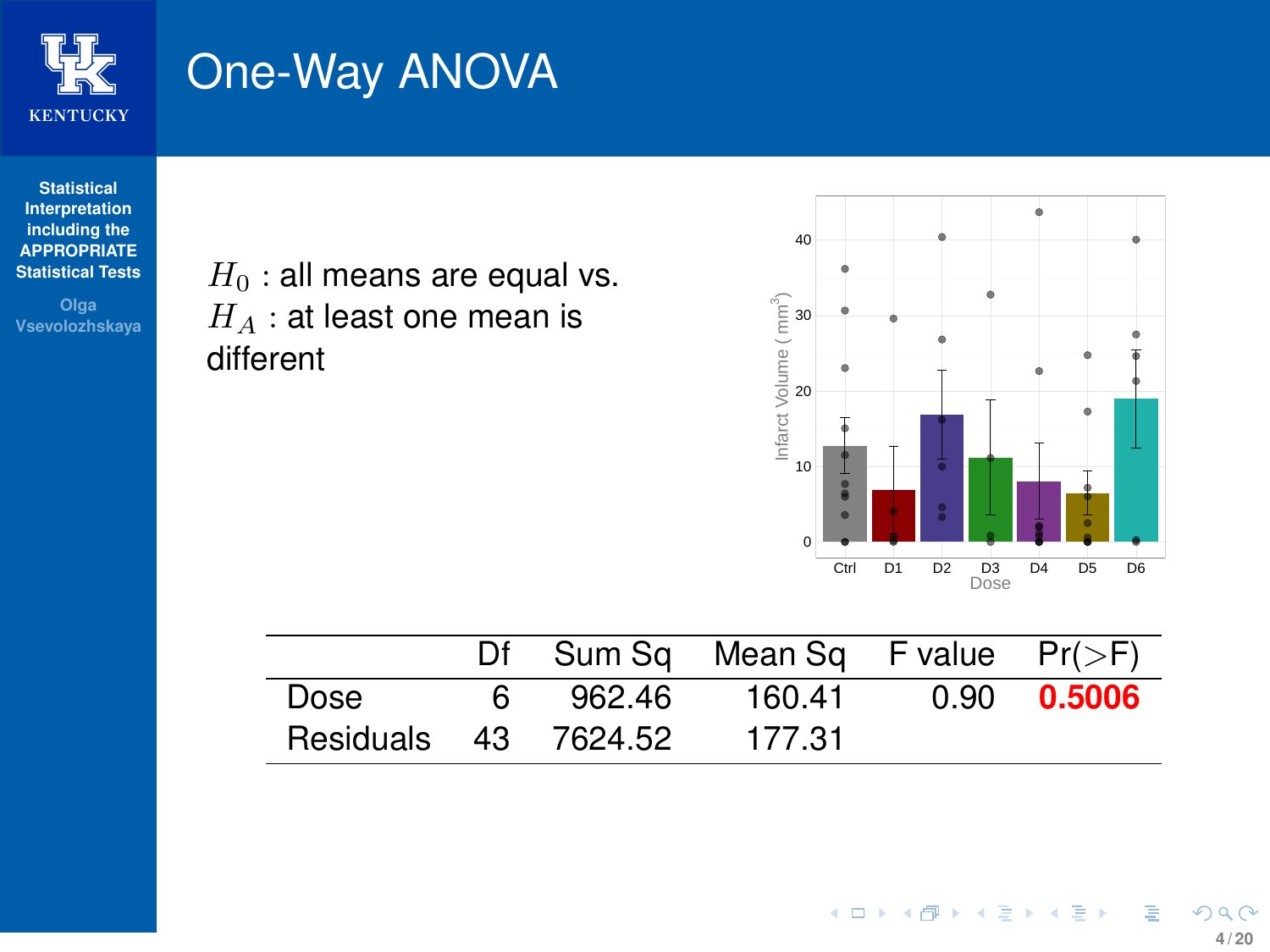# One-Way ANOVA

$H_0$ : all means are equal vs.
$H_A$ : at least one mean is different

| | Df | Sum Sq | Mean Sq | F value | Pr(>F) |
|---|---|---|---|---|---|
| Dose | 6 | 962.46 | 160.41 | 0.90 | **0.5006** |
| Residuals | 43 | 7624.52 | 177.31 | | |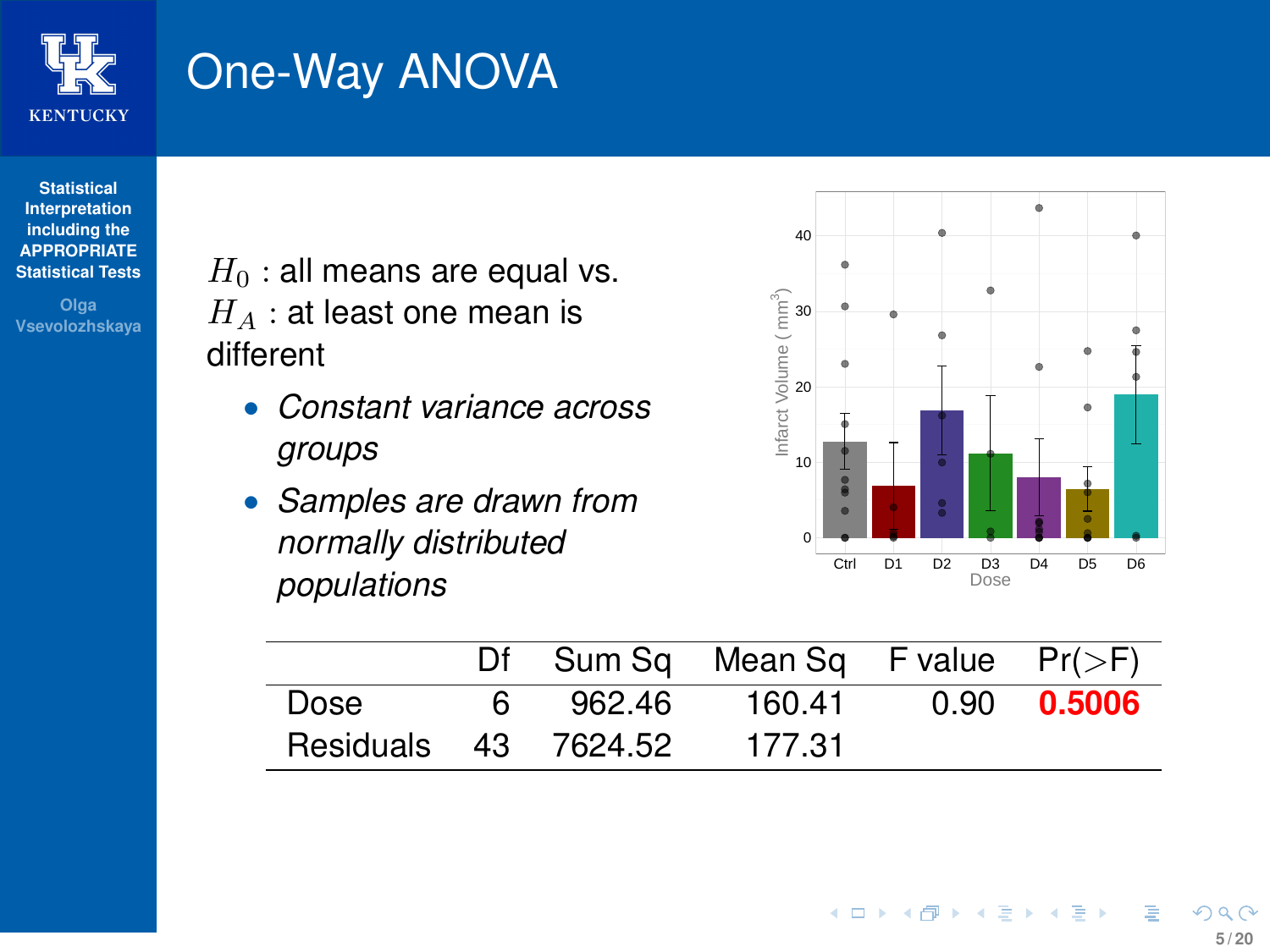# One-Way ANOVA

$H_0$ : all means are equal vs.
$H_A$ : at least one mean is different

- *Constant variance across groups*
- *Samples are drawn from normally distributed populations*

| | Df | Sum Sq | Mean Sq | F value | Pr(>F) |
|---|---|---|---|---|---|
| Dose | 6 | 962.46 | 160.41 | 0.90 | **0.5006** |
| Residuals | 43 | 7624.52 | 177.31 | | |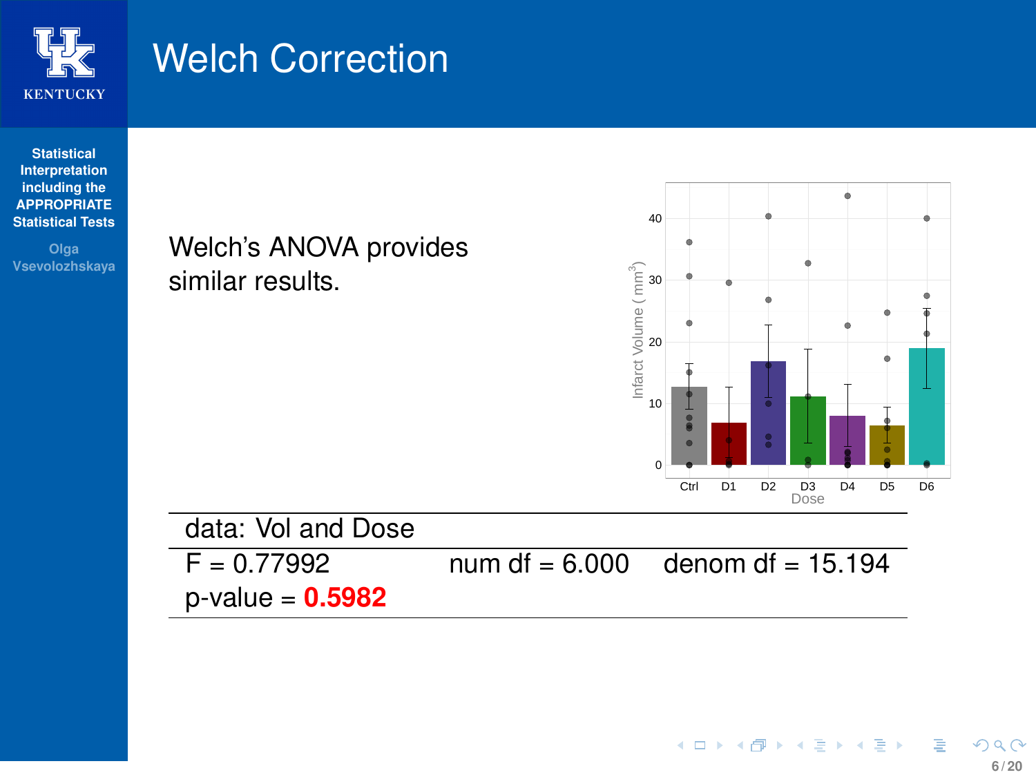# Welch Correction

Welch's ANOVA provides similar results.

| data: Vol and Dose | | |
|---|---|---|
| F = 0.77992 | num df = 6.000 | denom df = 15.194 |
| p-value = **0.5982** | | |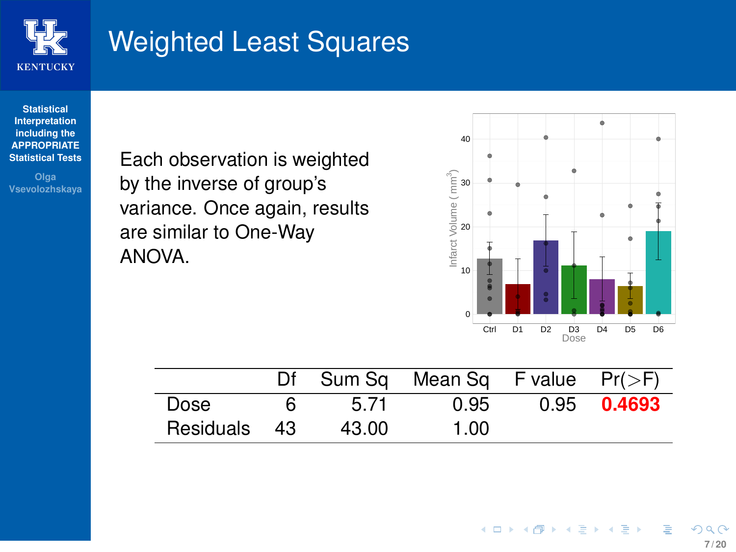# Weighted Least Squares

Each observation is weighted by the inverse of group's variance. Once again, results are similar to One-Way ANOVA.

| | Df | Sum Sq | Mean Sq | F value | Pr(>F) |
|---|---|---|---|---|---|
| Dose | 6 | 5.71 | 0.95 | 0.95 | **0.4693** |
| Residuals | 43 | 43.00 | 1.00 | | |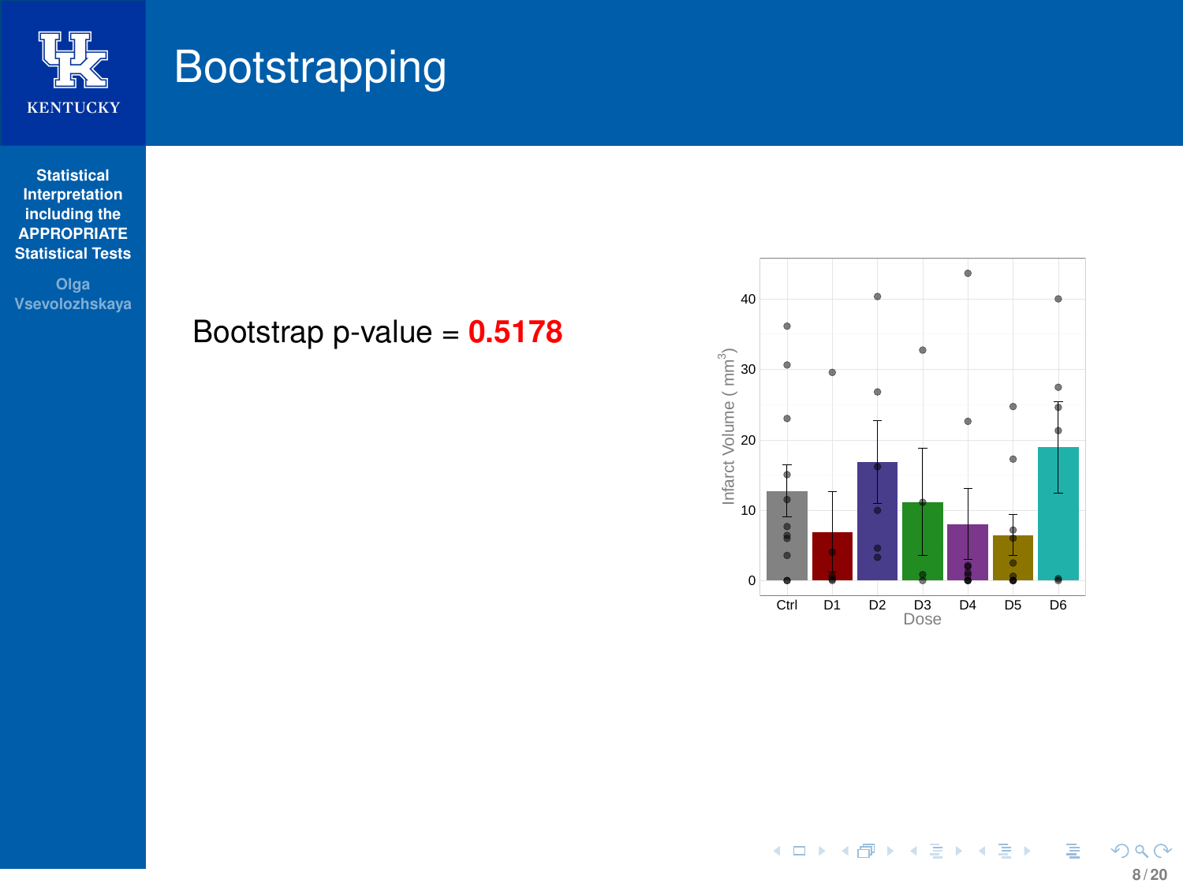# Bootstrapping

Bootstrap p-value = **0.5178**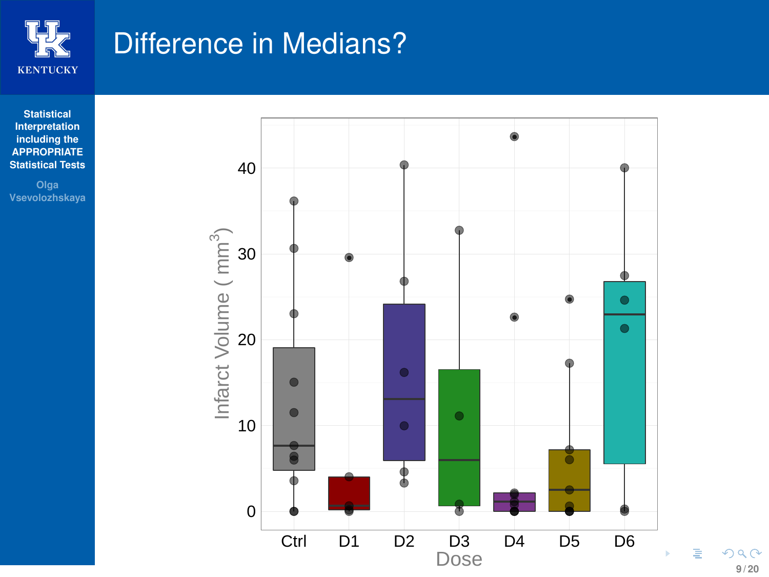# Difference in Medians?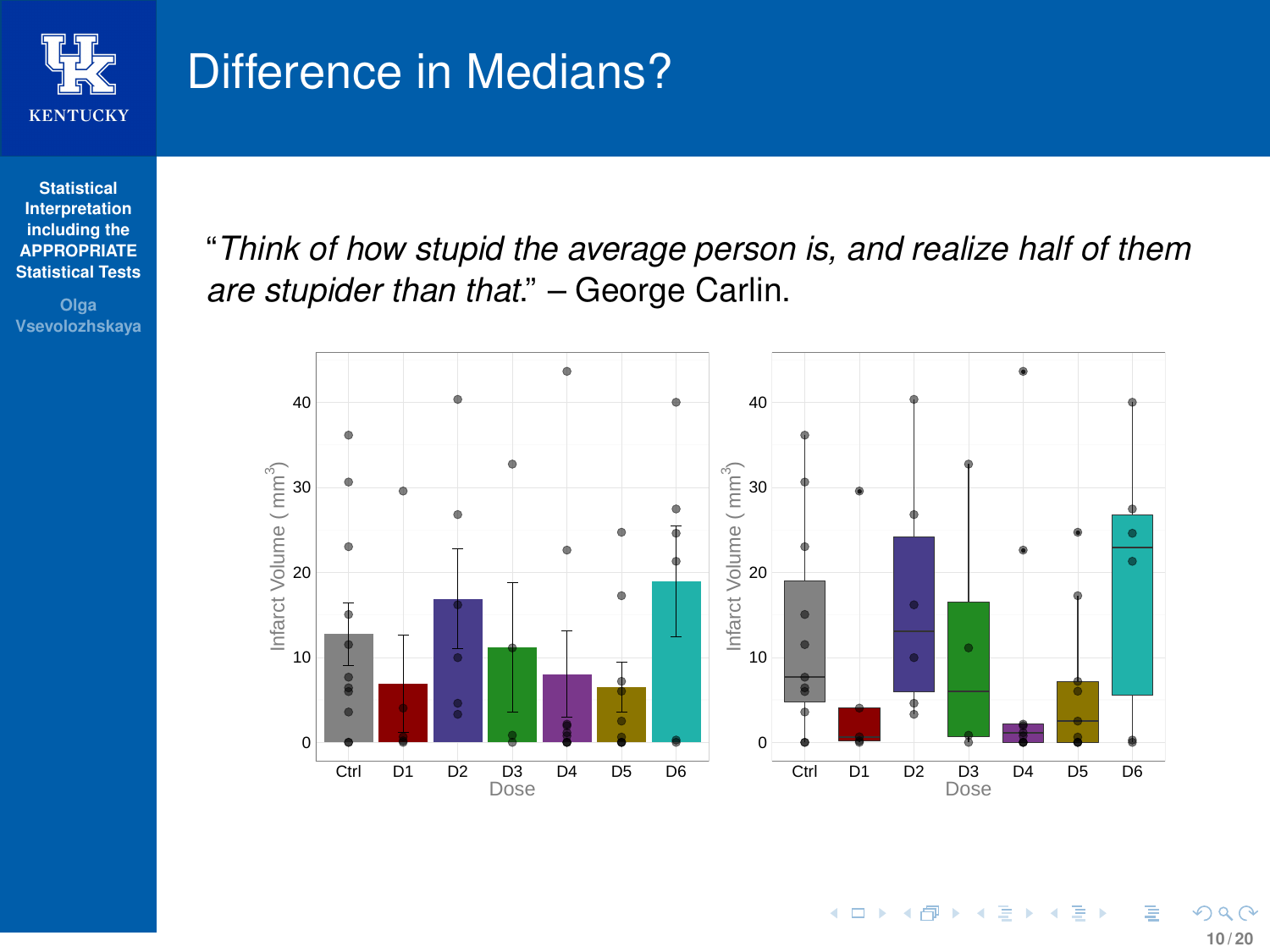# Difference in Medians?

"*Think of how stupid the average person is, and realize half of them are stupider than that.*" – George Carlin.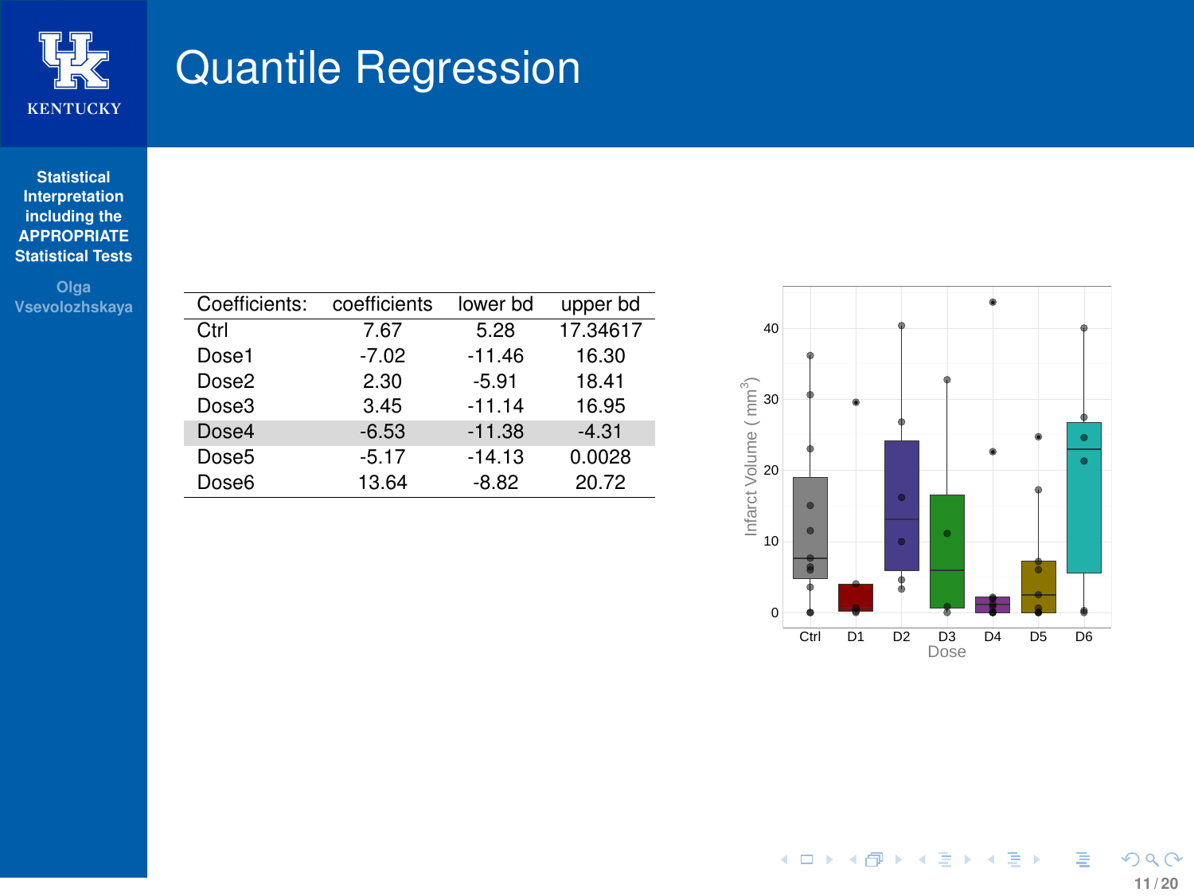# Quantile Regression

| Coefficients: | coefficients | lower bd | upper bd |
|---|---|---|---|
| Ctrl | 7.67 | 5.28 | 17.34617 |
| Dose1 | -7.02 | -11.46 | 16.30 |
| Dose2 | 2.30 | -5.91 | 18.41 |
| Dose3 | 3.45 | -11.14 | 16.95 |
| Dose4 | -6.53 | -11.38 | -4.31 |
| Dose5 | -5.17 | -14.13 | 0.0028 |
| Dose6 | 13.64 | -8.82 | 20.72 |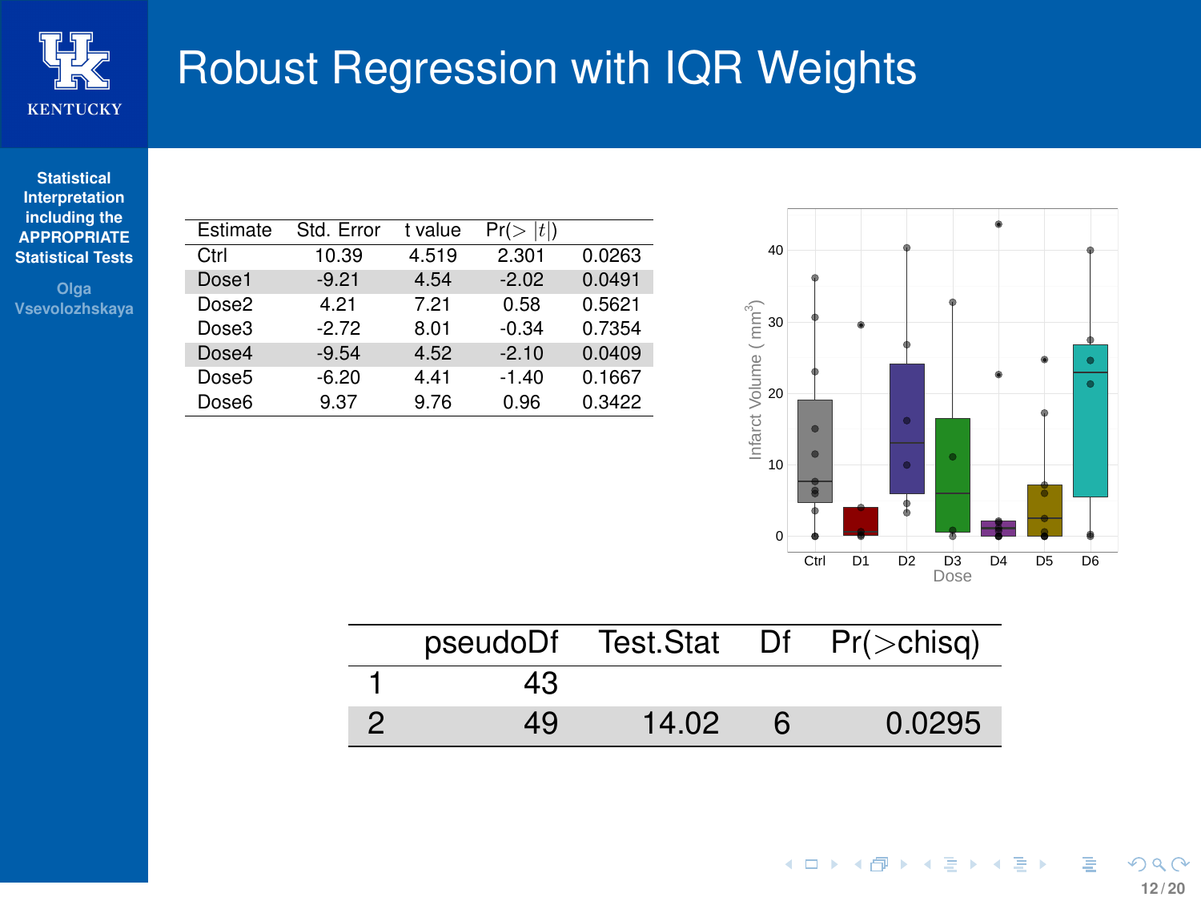# Robust Regression with IQR Weights

| Estimate | Std. Error | t value | Pr(> $\|t\|$) | |
|---|---|---|---|---|
| Ctrl | 10.39 | 4.519 | 2.301 | 0.0263 |
| Dose1 | -9.21 | 4.54 | -2.02 | 0.0491 |
| Dose2 | 4.21 | 7.21 | 0.58 | 0.5621 |
| Dose3 | -2.72 | 8.01 | -0.34 | 0.7354 |
| Dose4 | -9.54 | 4.52 | -2.10 | 0.0409 |
| Dose5 | -6.20 | 4.41 | -1.40 | 0.1667 |
| Dose6 | 9.37 | 9.76 | 0.96 | 0.3422 |

| | pseudoDf | Test.Stat | Df | Pr(>chisq) |
|---|---|---|---|---|
| 1 | 43 | | | |
| 2 | 49 | 14.02 | 6 | 0.0295 |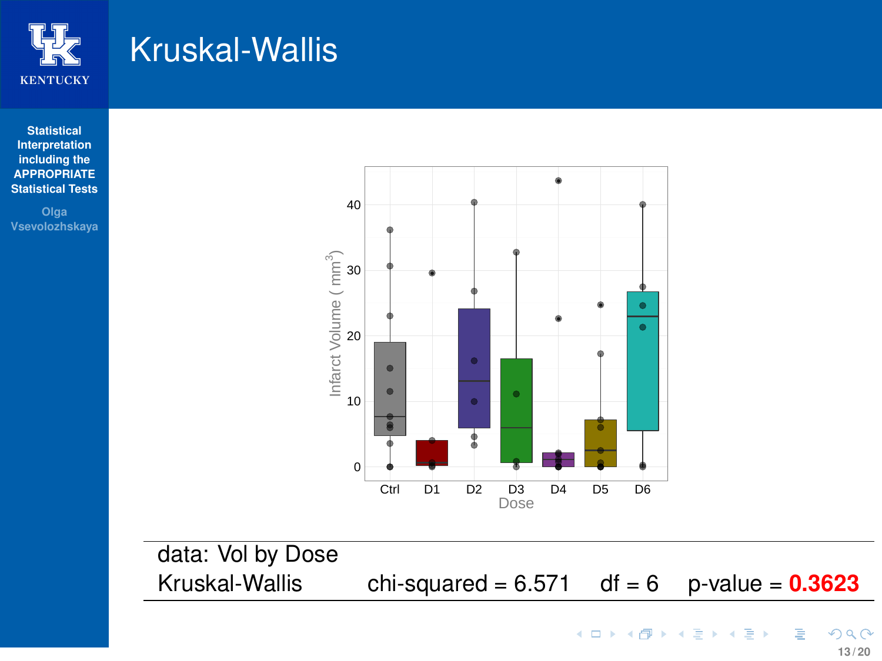# Kruskal-Wallis

| data: Vol by Dose | | | |
|---|---|---|---|
| Kruskal-Wallis | chi-squared = 6.571 | df = 6 | p-value = **0.3623** |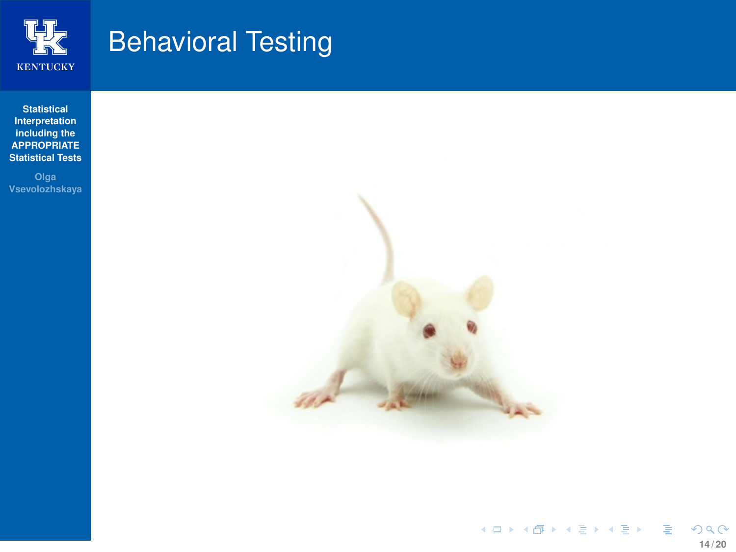# Behavioral Testing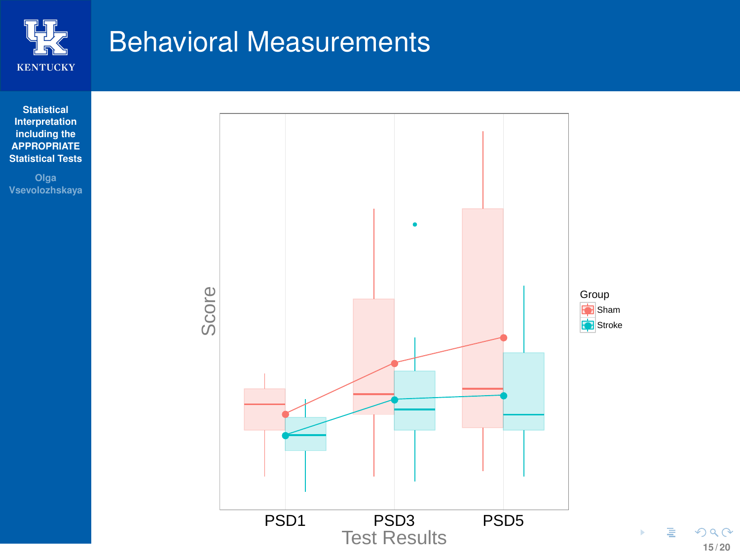# Behavioral Measurements

Score

Group
- Sham
- Stroke

PSD1 PSD3 PSD5

Test Results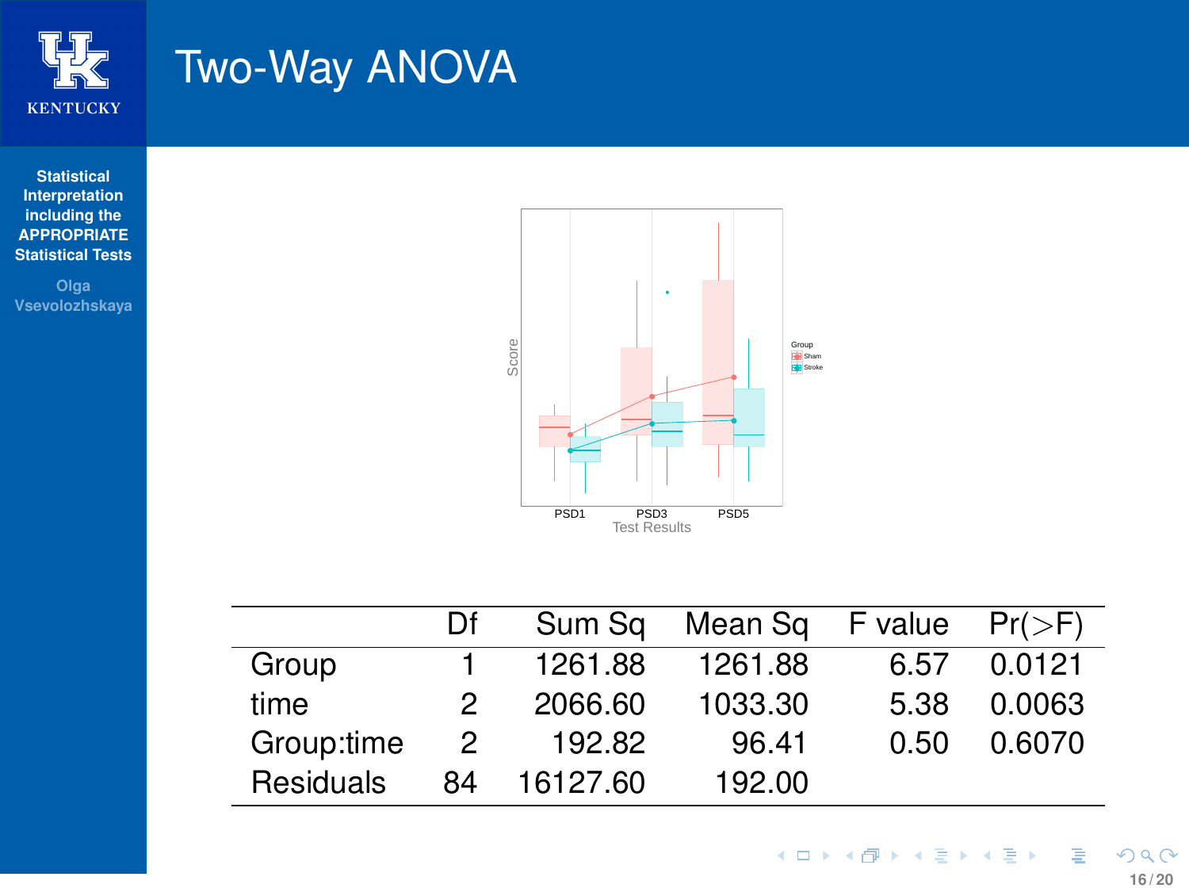# Two-Way ANOVA

| | Df | Sum Sq | Mean Sq | F value | Pr(>F) |
|---|---|---|---|---|---|
| Group | 1 | 1261.88 | 1261.88 | 6.57 | 0.0121 |
| time | 2 | 2066.60 | 1033.30 | 5.38 | 0.0063 |
| Group:time | 2 | 192.82 | 96.41 | 0.50 | 0.6070 |
| Residuals | 84 | 16127.60 | 192.00 | | |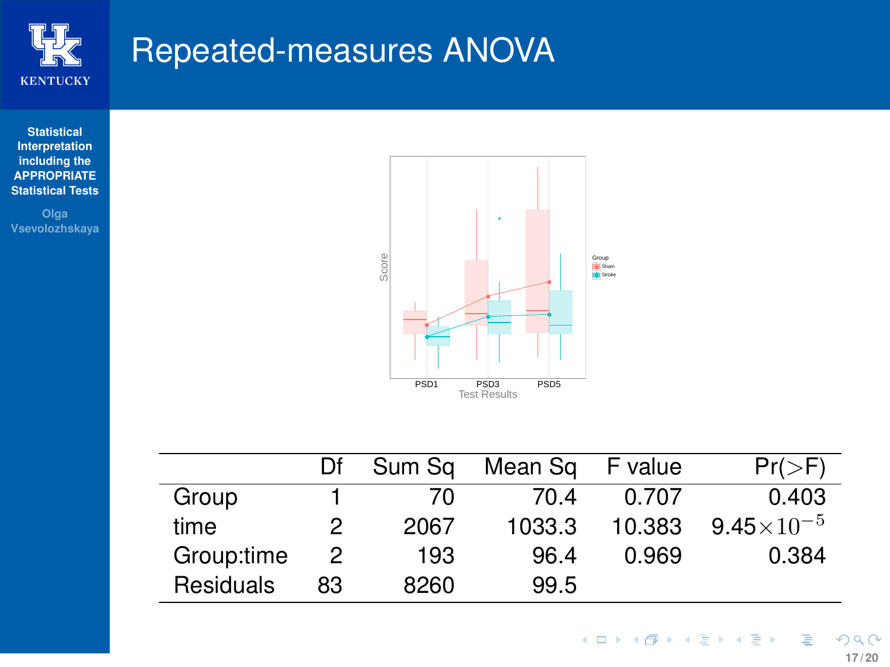# Repeated-measures ANOVA

| | Df | Sum Sq | Mean Sq | F value | Pr(>F) |
|---|---|---|---|---|---|
| Group | 1 | 70 | 70.4 | 0.707 | 0.403 |
| time | 2 | 2067 | 1033.3 | 10.383 | $9.45\times10^{-5}$ |
| Group:time | 2 | 193 | 96.4 | 0.969 | 0.384 |
| Residuals | 83 | 8260 | 99.5 | | |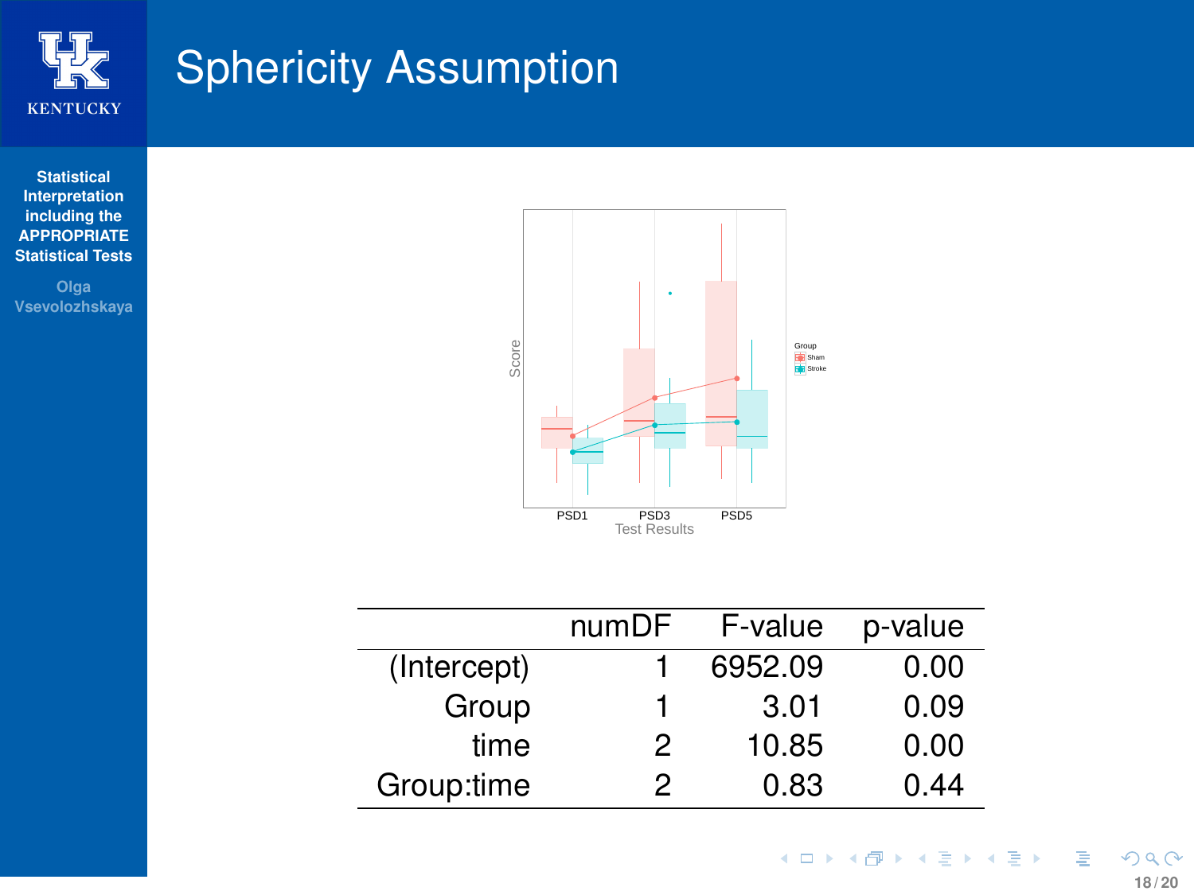# Sphericity Assumption

|  | numDF | F-value | p-value |
|---|---|---|---|
| (Intercept) | 1 | 6952.09 | 0.00 |
| Group | 1 | 3.01 | 0.09 |
| time | 2 | 10.85 | 0.00 |
| Group:time | 2 | 0.83 | 0.44 |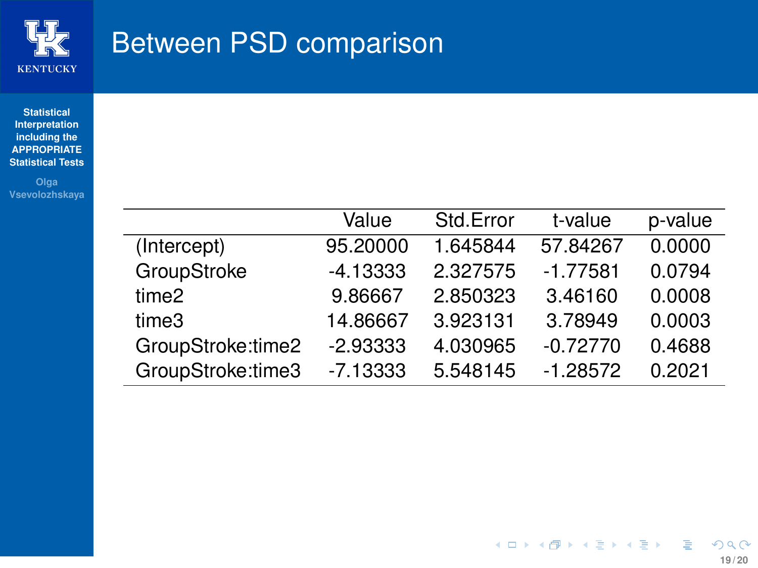# Between PSD comparison

| | Value | Std.Error | t-value | p-value |
|---|---|---|---|---|
| (Intercept) | 95.20000 | 1.645844 | 57.84267 | 0.0000 |
| GroupStroke | -4.13333 | 2.327575 | -1.77581 | 0.0794 |
| time2 | 9.86667 | 2.850323 | 3.46160 | 0.0008 |
| time3 | 14.86667 | 3.923131 | 3.78949 | 0.0003 |
| GroupStroke:time2 | -2.93333 | 4.030965 | -0.72770 | 0.4688 |
| GroupStroke:time3 | -7.13333 | 5.548145 | -1.28572 | 0.2021 |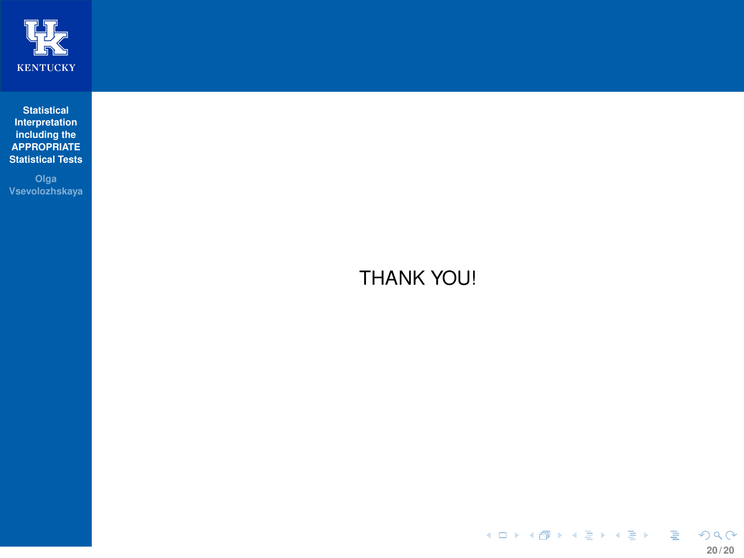THANK YOU!